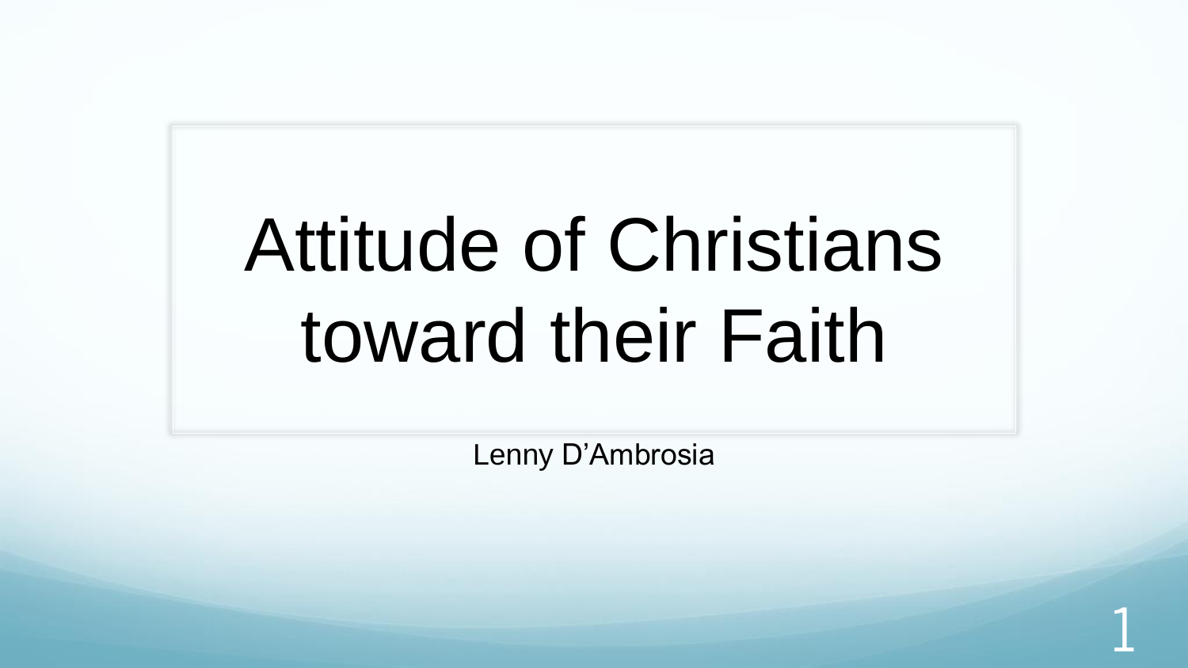# Attitude of Christians toward their Faith

Lenny D'Ambrosia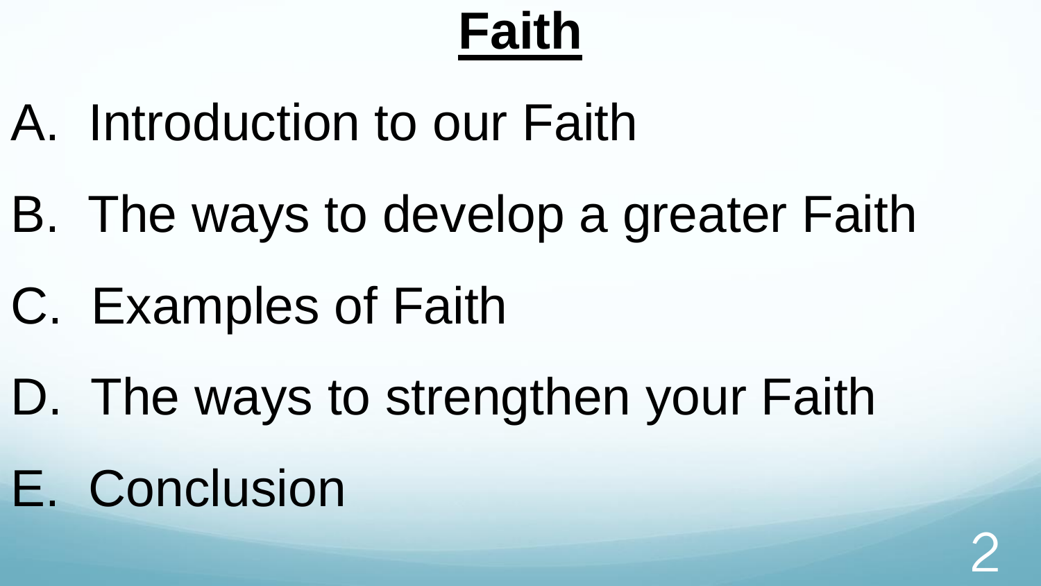# **Faith**

A. Introduction to our Faith
B. The ways to develop a greater Faith
C. Examples of Faith
D. The ways to strengthen your Faith
E. Conclusion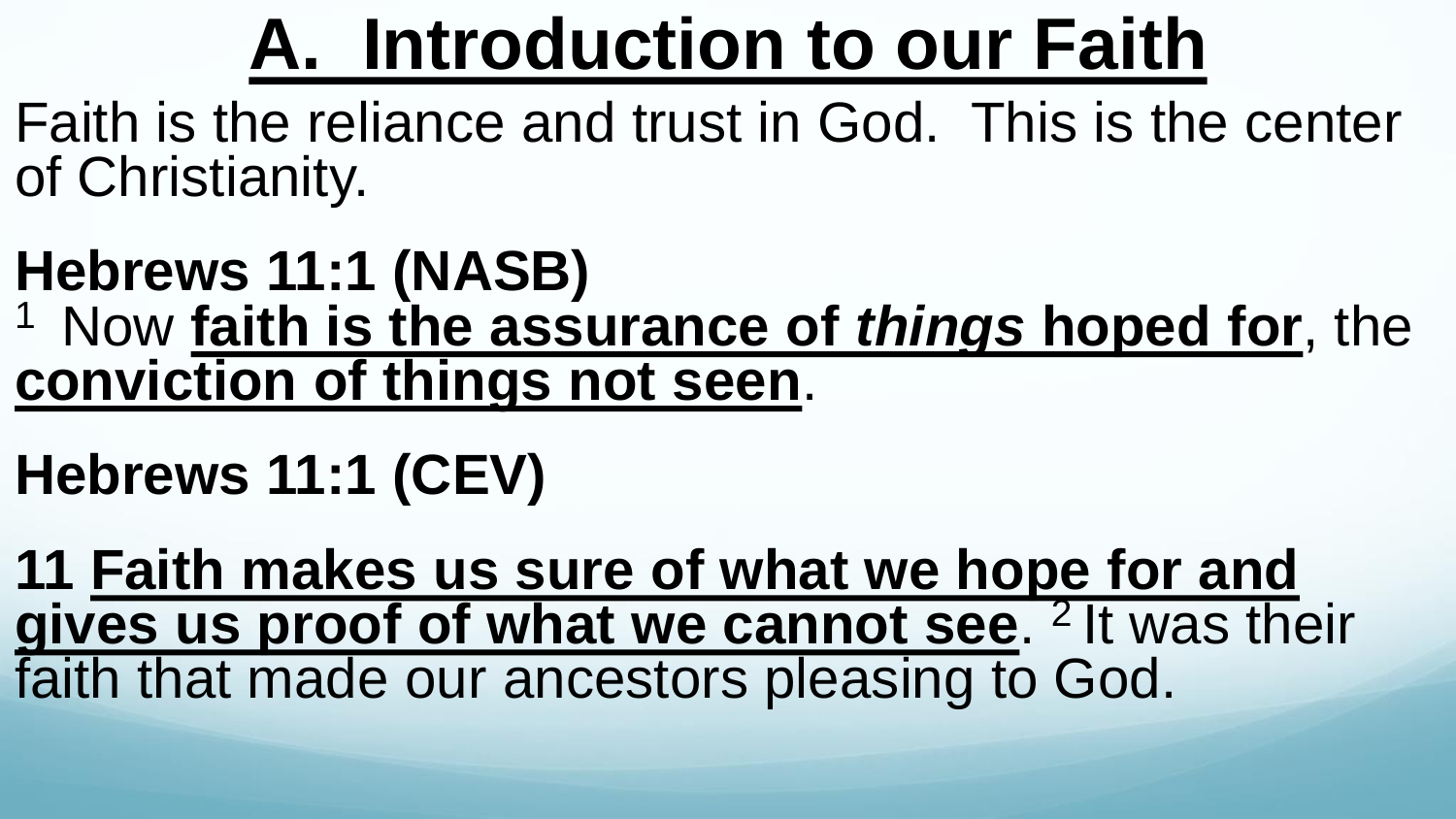# A. Introduction to our Faith

Faith is the reliance and trust in God. This is the center of Christianity.

**Hebrews 11:1 (NASB)**

[1] Now **faith is the assurance of *things* hoped for**, the **conviction of things not seen**.

**Hebrews 11:1 (CEV)**

**11 Faith makes us sure of what we hope for and gives us proof of what we cannot see**. [2] It was their faith that made our ancestors pleasing to God.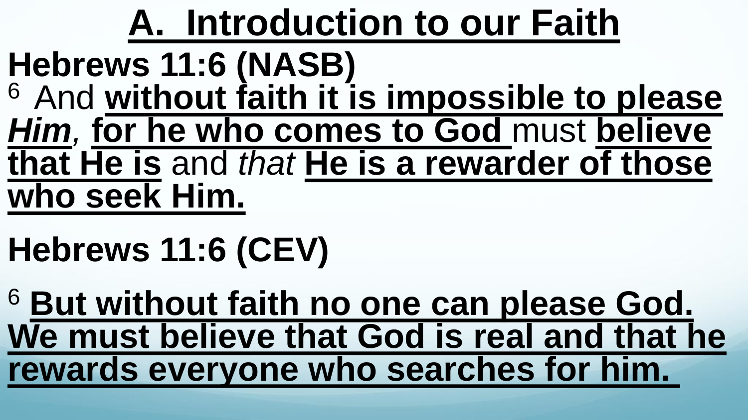# A. Introduction to our Faith

**Hebrews 11:6 (NASB)**

[6] And **without faith it is impossible to please *Him***, **for he who comes to God** must **believe that He is** and *that* **He is a rewarder of those who seek Him.**

**Hebrews 11:6 (CEV)**

[6] **But without faith no one can please God. We must believe that God is real and that he rewards everyone who searches for him.**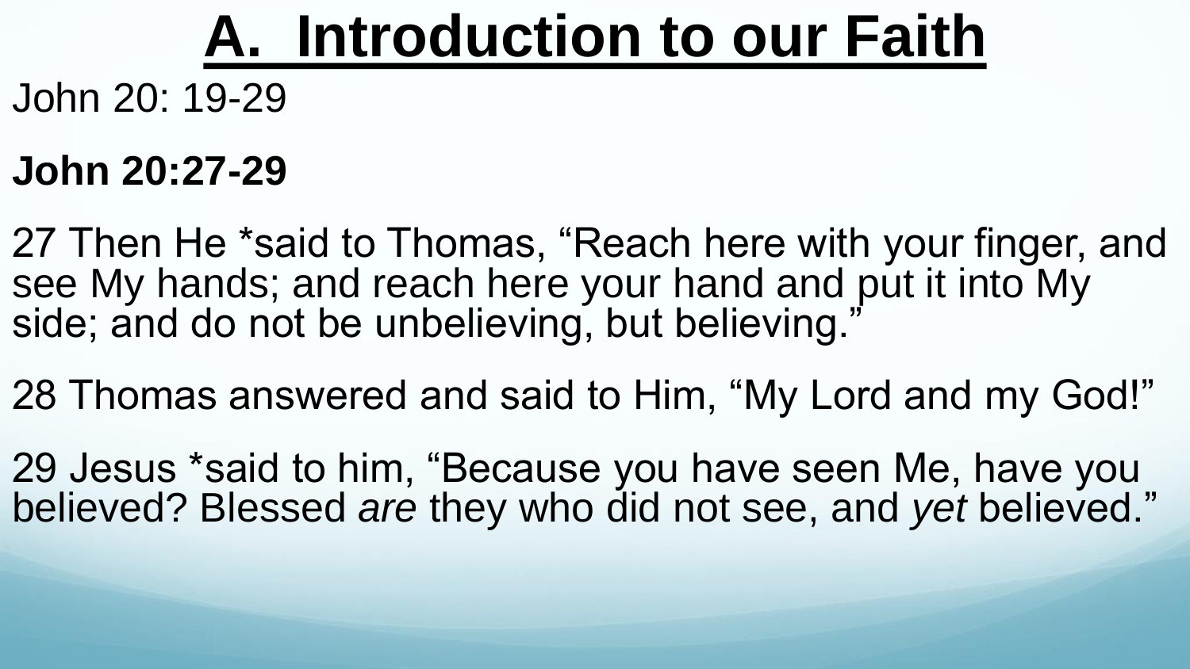# A. Introduction to our Faith

John 20: 19-29

**John 20:27-29**

27 Then He *said to Thomas, “Reach here with your finger, and see My hands; and reach here your hand and put it into My side; and do not be unbelieving, but believing.”

28 Thomas answered and said to Him, “My Lord and my God!”

29 Jesus *said to him, “Because you have seen Me, have you believed? Blessed *are* they who did not see, and *yet* believed.”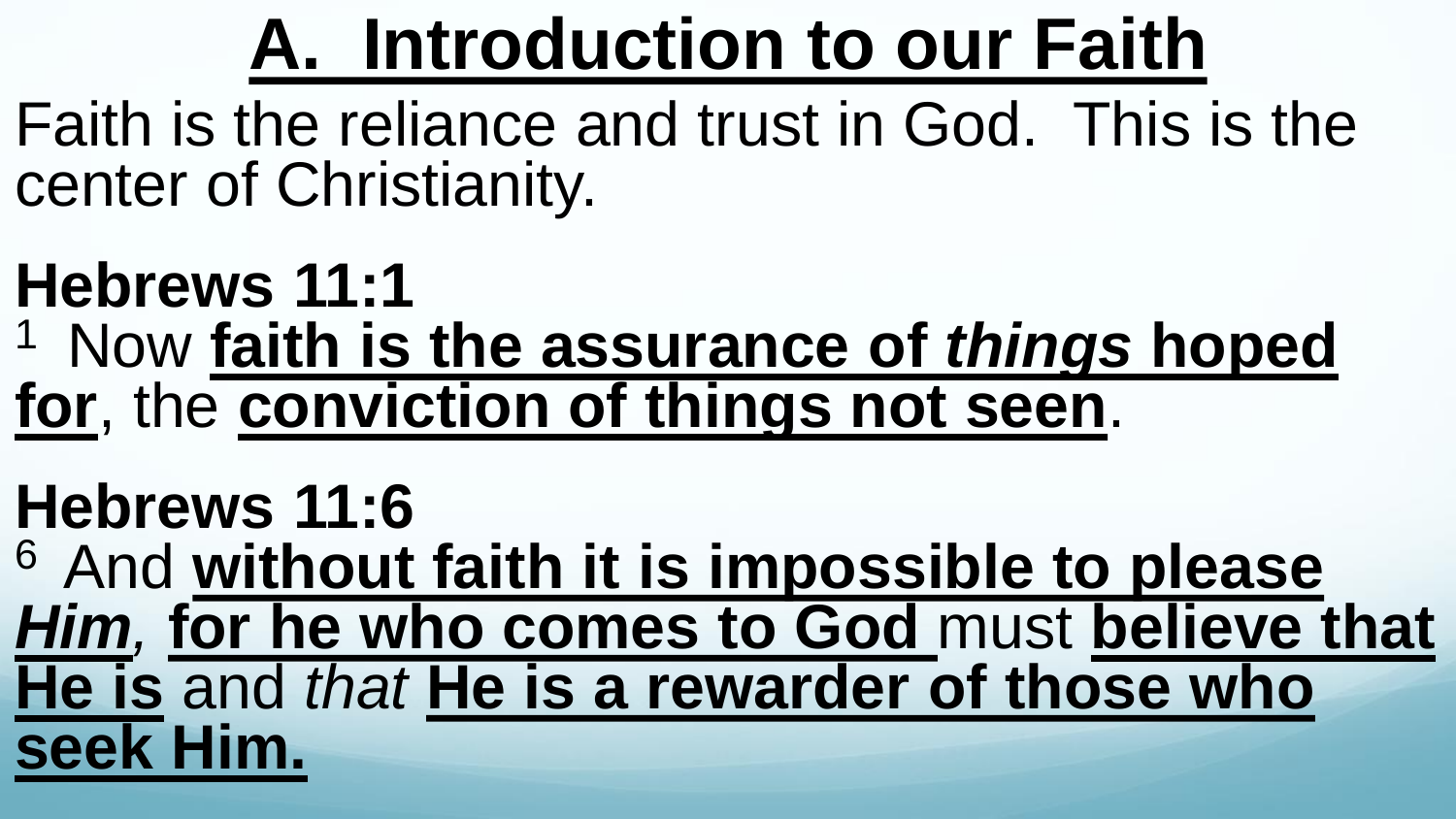# A. Introduction to our Faith

Faith is the reliance and trust in God. This is the center of Christianity.

**Hebrews 11:1**

1 Now **faith is the assurance of *things* hoped for**, the **conviction of things not seen**.

**Hebrews 11:6**

6 And **without faith it is impossible to please *Him*,** **for he who comes to God** must **believe that He is** and *that* **He is a rewarder of those who seek Him.**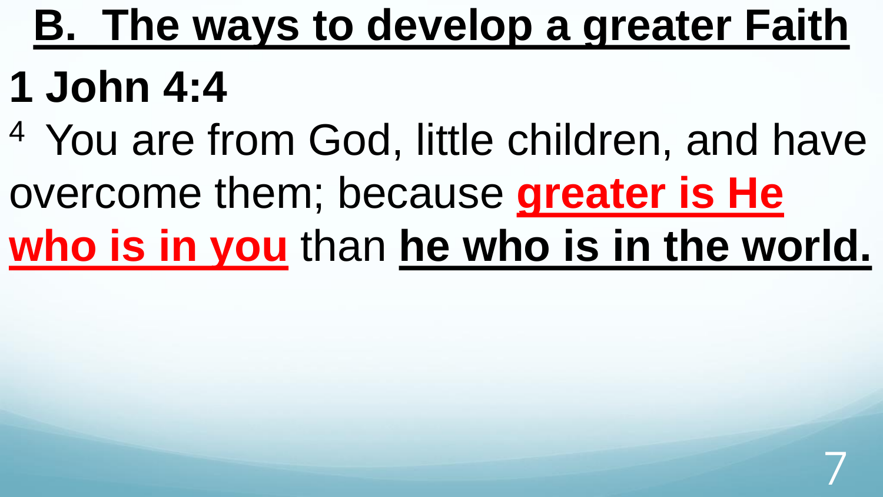# B. The ways to develop a greater Faith

## 1 John 4:4

4 You are from God, little children, and have overcome them; because **greater is He who is in you** than **he who is in the world.**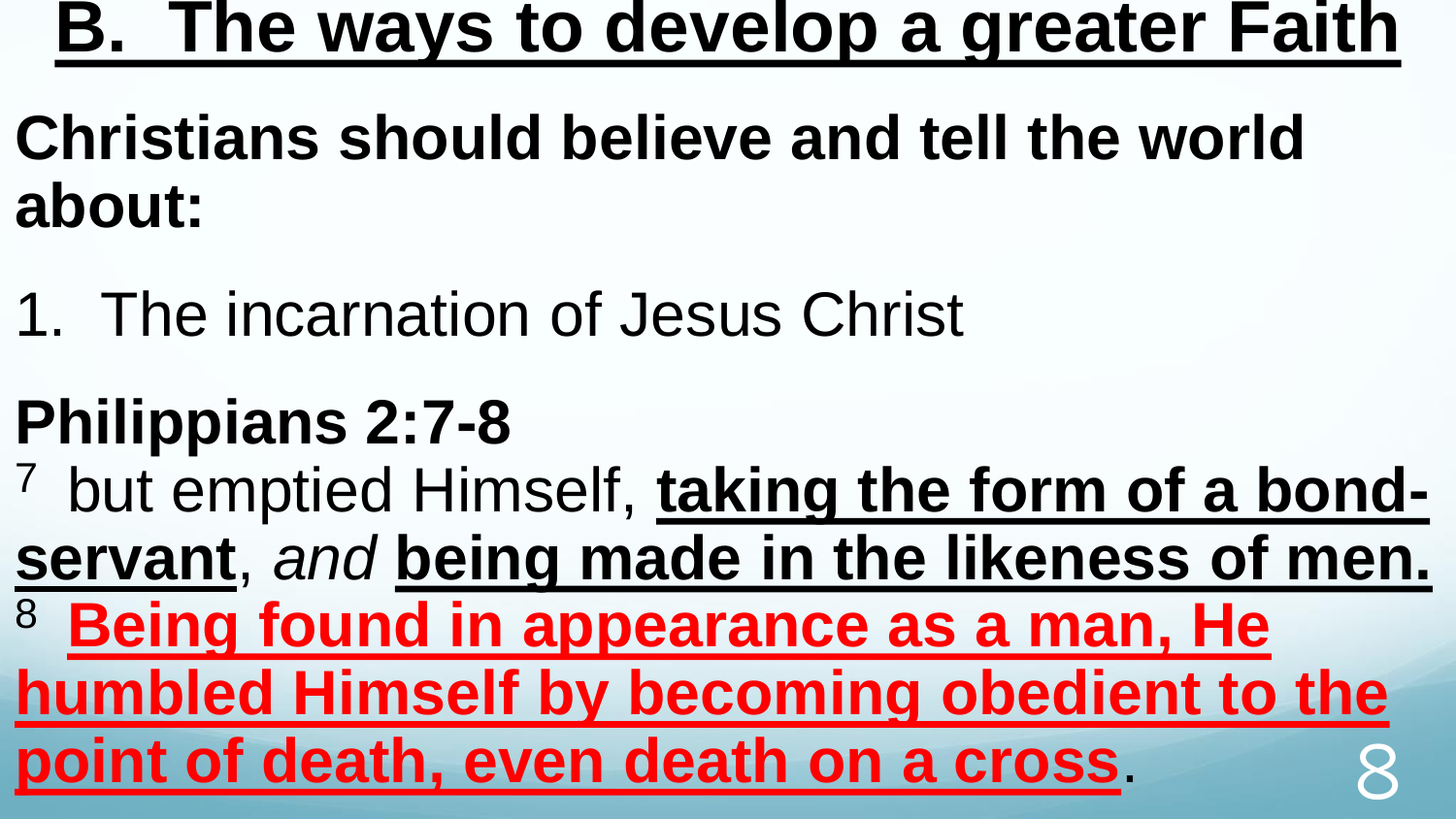# B. The ways to develop a greater Faith

**Christians should believe and tell the world about:**

1. The incarnation of Jesus Christ

**Philippians 2:7-8**

[7] but emptied Himself, **taking the form of a bond-servant**, *and* **being made in the likeness of men.**
[8] **Being found in appearance as a man, He humbled Himself by becoming obedient to the point of death, even death on a cross**.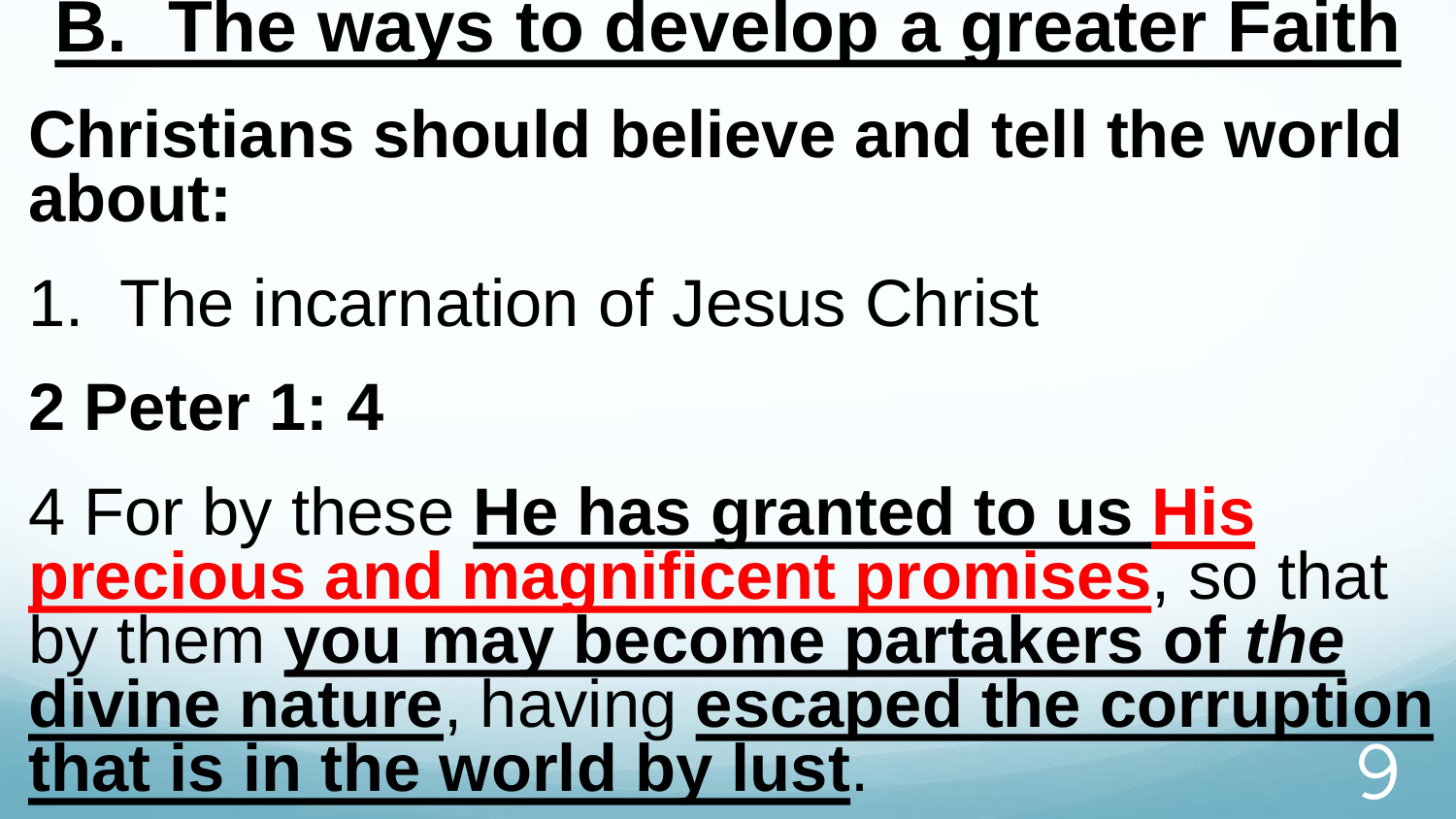## B. The ways to develop a greater Faith

**Christians should believe and tell the world about:**

1. The incarnation of Jesus Christ

**2 Peter 1: 4**

4 For by these **He has granted to us His precious and magnificent promises**, so that by them **you may become partakers of *the* divine nature**, having **escaped the corruption that is in the world by lust**.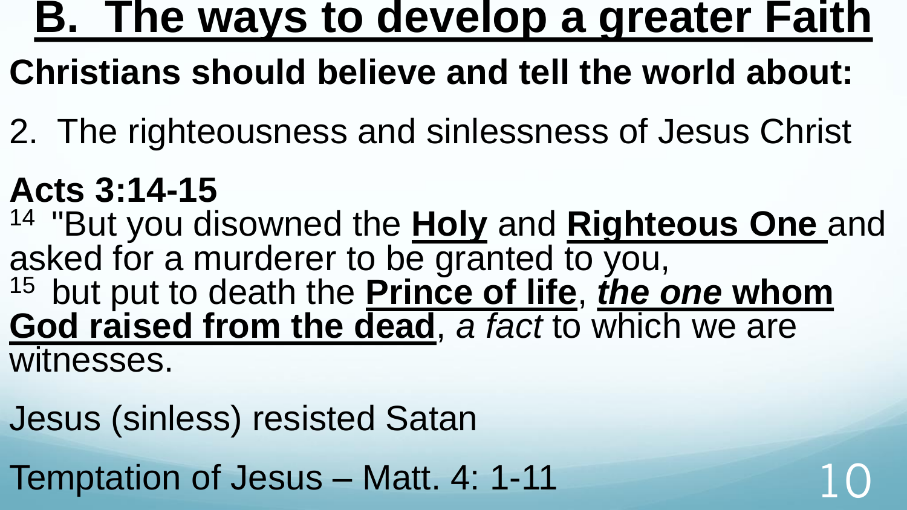# B. The ways to develop a greater Faith

**Christians should believe and tell the world about:**

2. The righteousness and sinlessness of Jesus Christ

**Acts 3:14-15**

14 "But you disowned the **Holy** and **Righteous One** and asked for a murderer to be granted to you,
15 but put to death the **Prince of life**, ***the one* whom God raised from the dead**, *a fact* to which we are witnesses.

Jesus (sinless) resisted Satan

Temptation of Jesus – Matt. 4: 1-11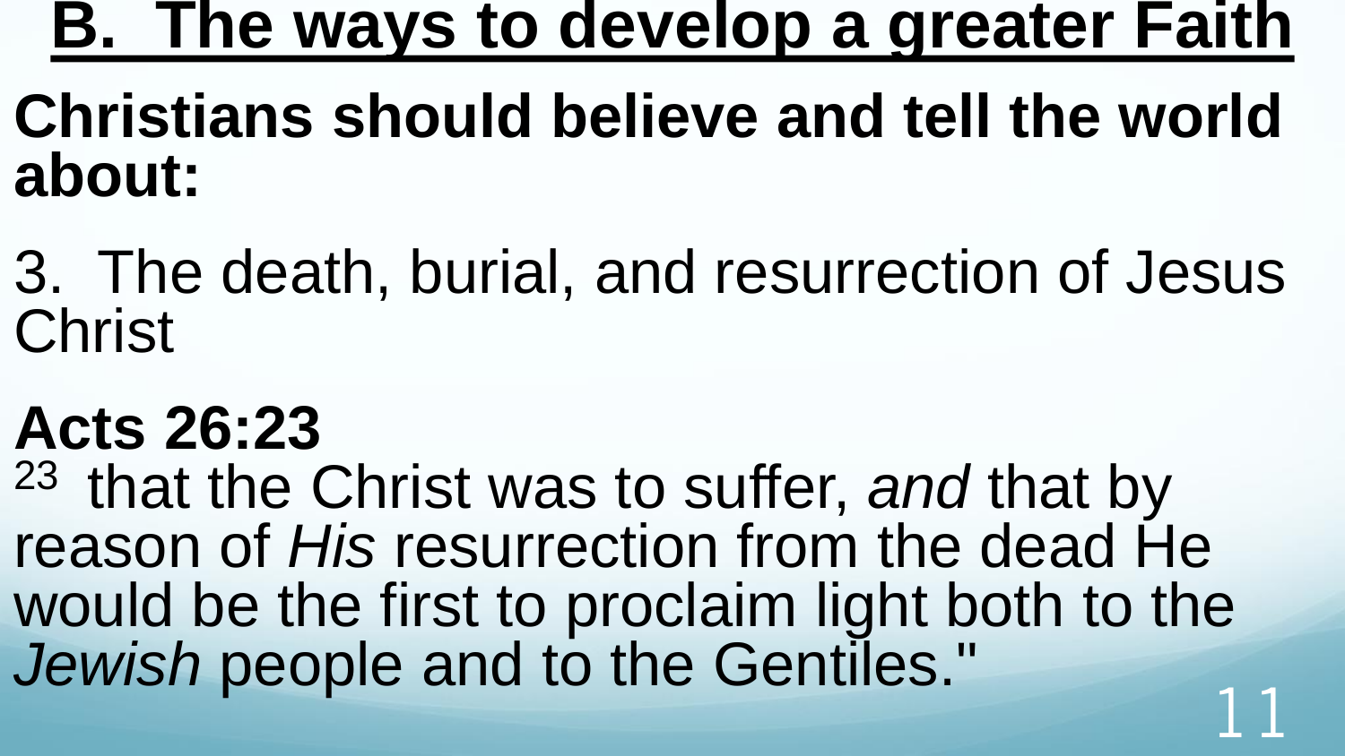# B. The ways to develop a greater Faith

**Christians should believe and tell the world about:**

3. The death, burial, and resurrection of Jesus Christ

**Acts 26:23**

[23] that the Christ was to suffer, *and* that by reason of *His* resurrection from the dead He would be the first to proclaim light both to the *Jewish* people and to the Gentiles."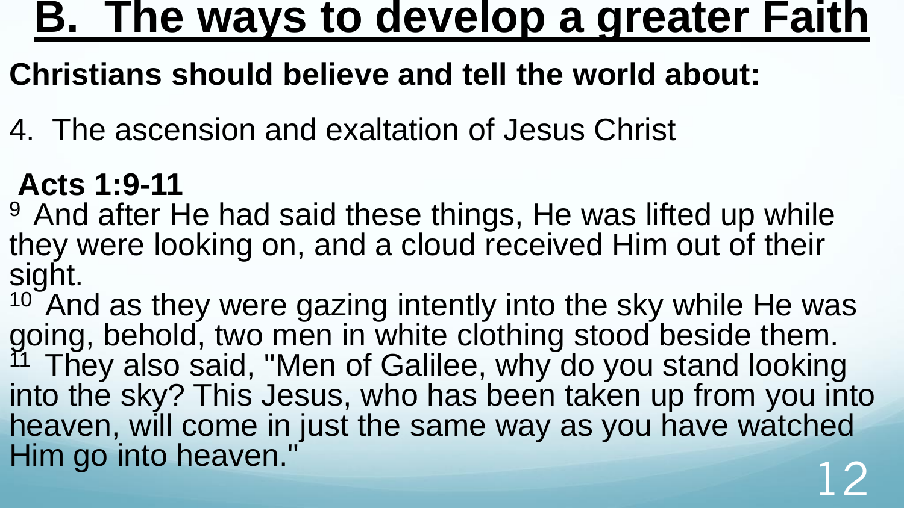# B. The ways to develop a greater Faith

**Christians should believe and tell the world about:**

4. The ascension and exaltation of Jesus Christ

**Acts 1:9-11**

[9] And after He had said these things, He was lifted up while they were looking on, and a cloud received Him out of their sight.
[10] And as they were gazing intently into the sky while He was going, behold, two men in white clothing stood beside them.
[11] They also said, "Men of Galilee, why do you stand looking into the sky? This Jesus, who has been taken up from you into heaven, will come in just the same way as you have watched Him go into heaven."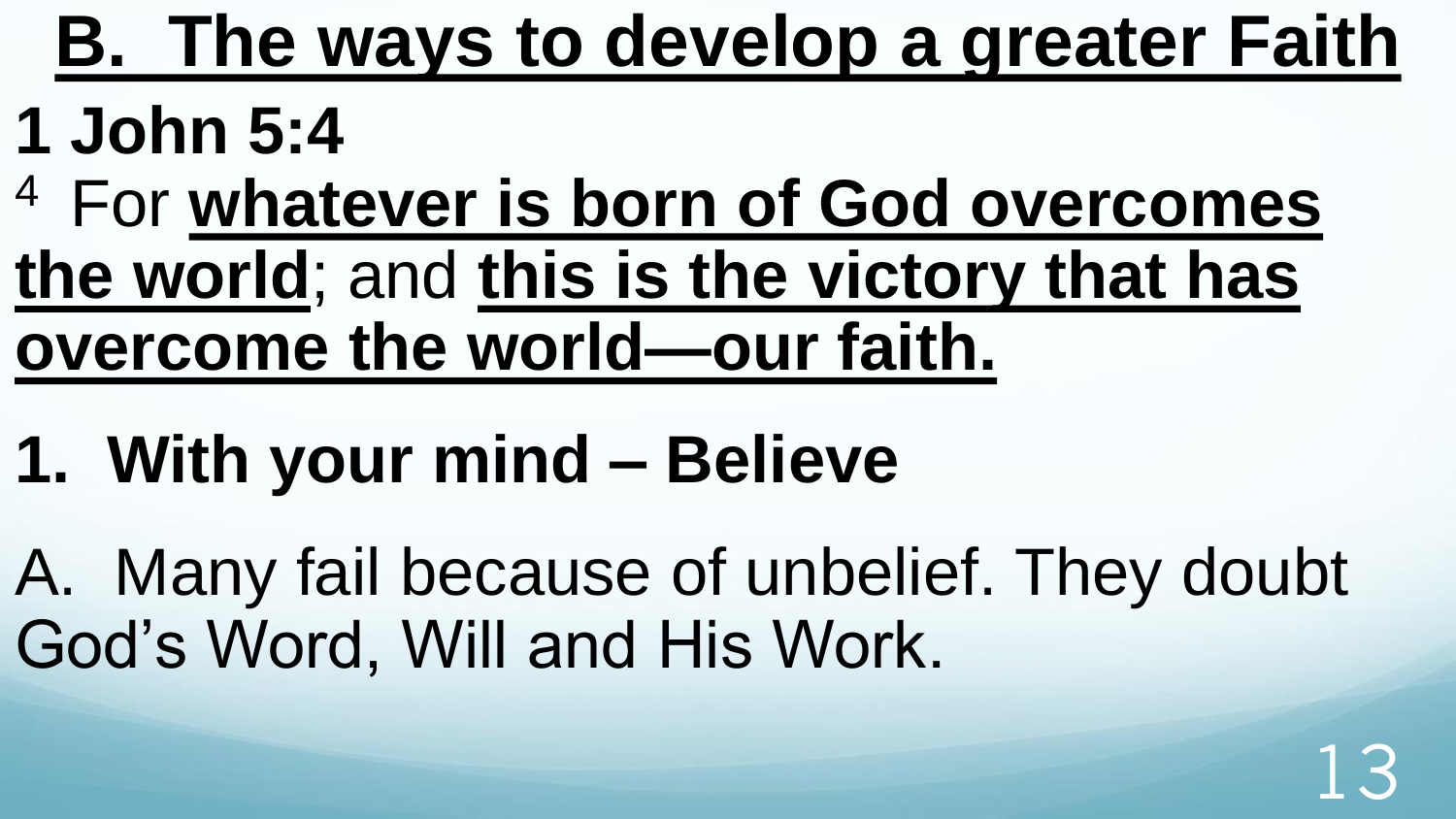## B. The ways to develop a greater Faith

**1 John 5:4**

[4] For **whatever is born of God overcomes the world**; and **this is the victory that has overcome the world—our faith.**

**1. With your mind – Believe**

A. Many fail because of unbelief. They doubt God's Word, Will and His Work.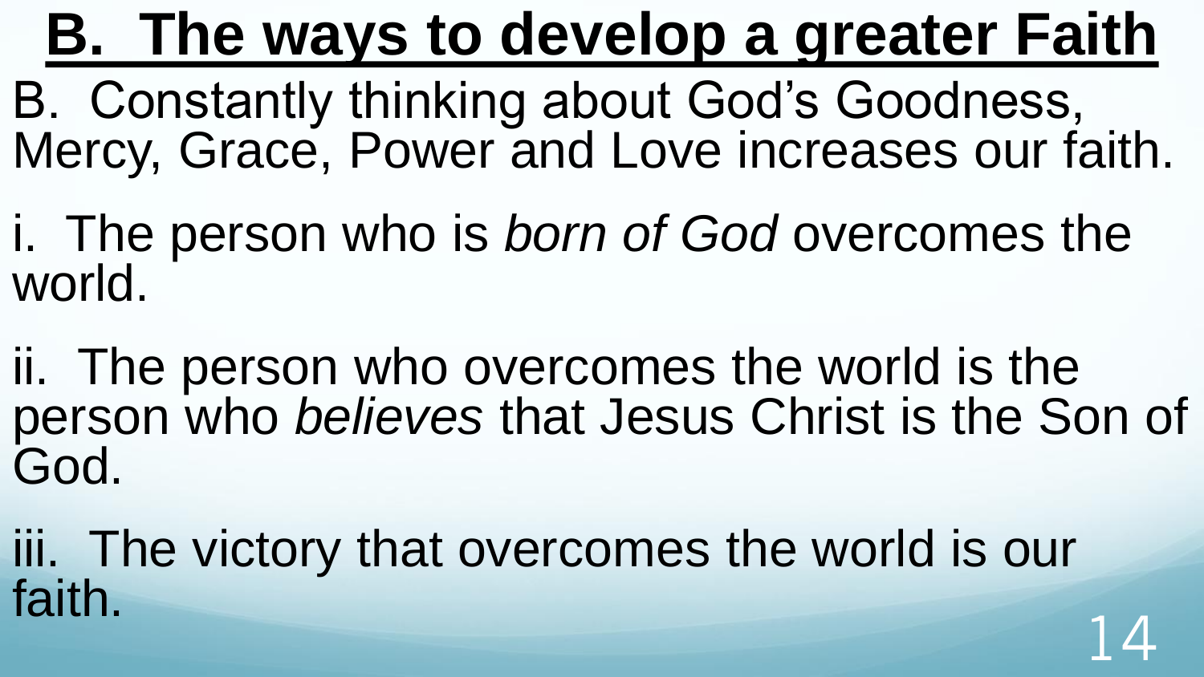# B. The ways to develop a greater Faith

B. Constantly thinking about God's Goodness, Mercy, Grace, Power and Love increases our faith.

i. The person who is *born of God* overcomes the world.

ii. The person who overcomes the world is the person who *believes* that Jesus Christ is the Son of God.

iii. The victory that overcomes the world is our faith.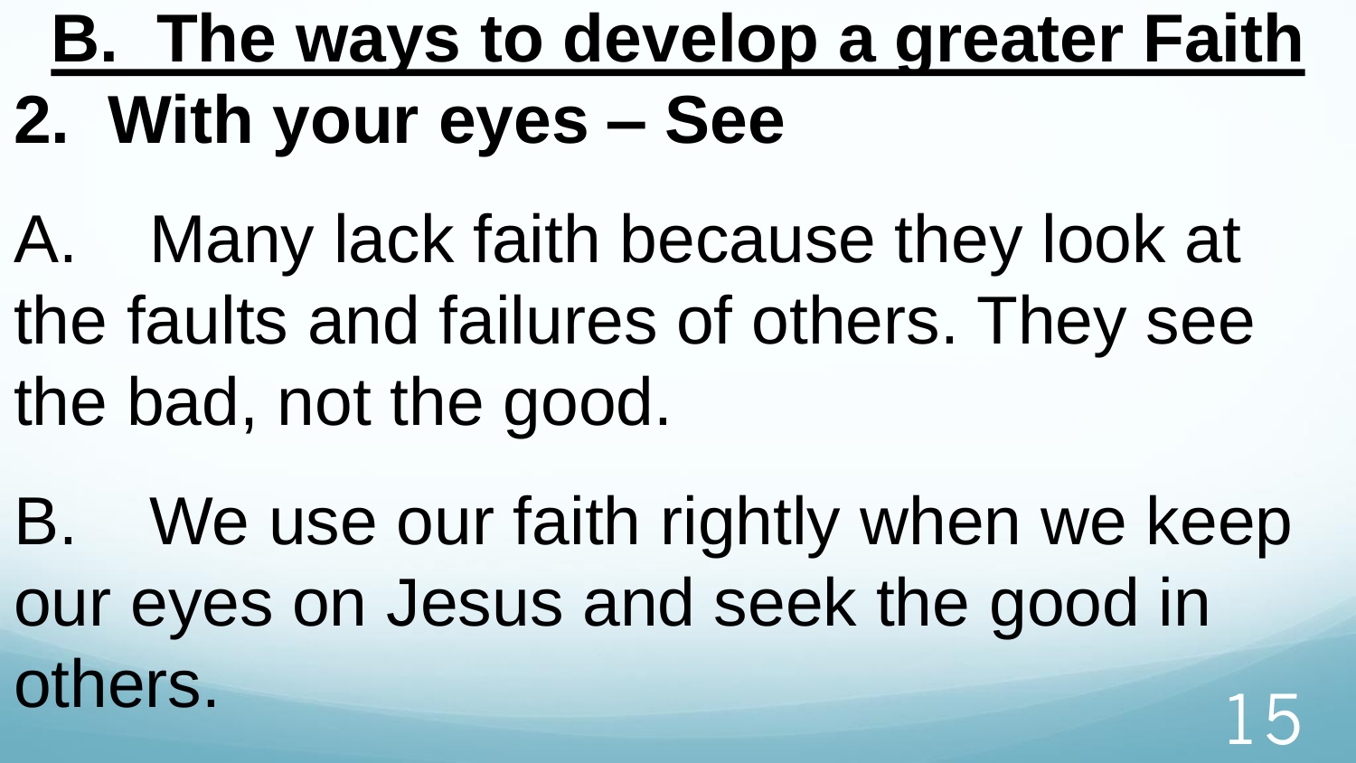## B. The ways to develop a greater Faith

### 2. With your eyes – See

A. Many lack faith because they look at the faults and failures of others. They see the bad, not the good.

B. We use our faith rightly when we keep our eyes on Jesus and seek the good in others.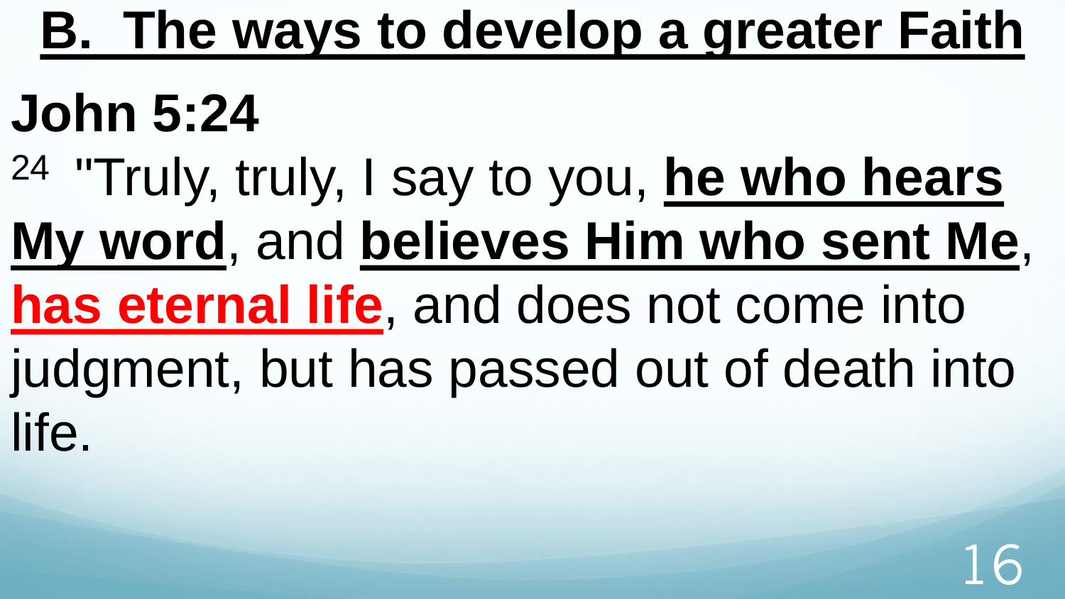## B. The ways to develop a greater Faith

### John 5:24

[24] "Truly, truly, I say to you, **he who hears My word**, and **believes Him who sent Me**, **has eternal life**, and does not come into judgment, but has passed out of death into life.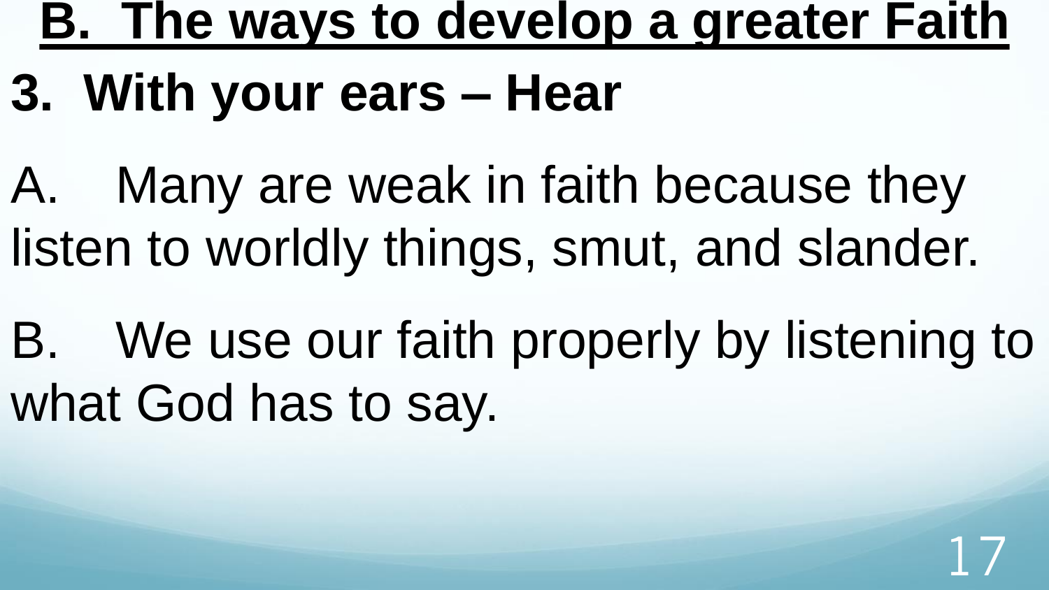## B. The ways to develop a greater Faith

### 3. With your ears – Hear

A. Many are weak in faith because they listen to worldly things, smut, and slander.

B. We use our faith properly by listening to what God has to say.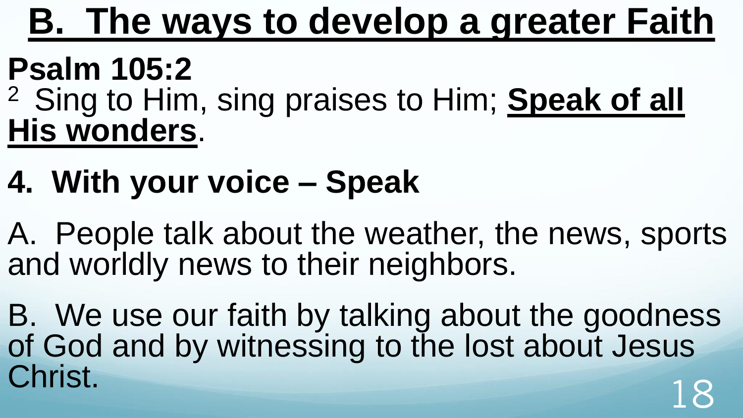# B. The ways to develop a greater Faith

**Psalm 105:2**

[2] Sing to Him, sing praises to Him; **Speak of all His wonders**.

## 4. With your voice – Speak

A. People talk about the weather, the news, sports and worldly news to their neighbors.

B. We use our faith by talking about the goodness of God and by witnessing to the lost about Jesus Christ.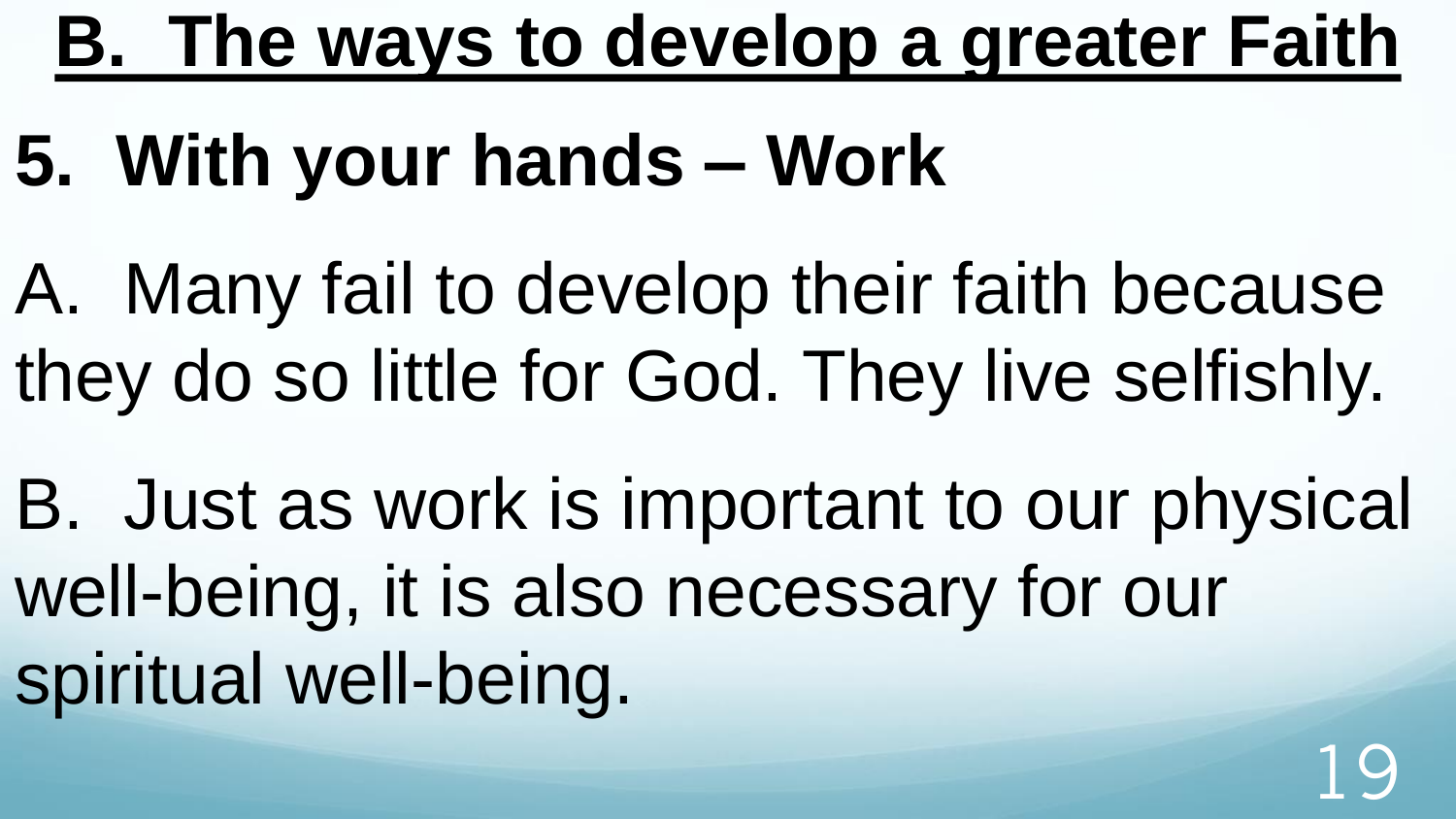## B. The ways to develop a greater Faith

### 5. With your hands – Work

A. Many fail to develop their faith because they do so little for God. They live selfishly.

B. Just as work is important to our physical well-being, it is also necessary for our spiritual well-being.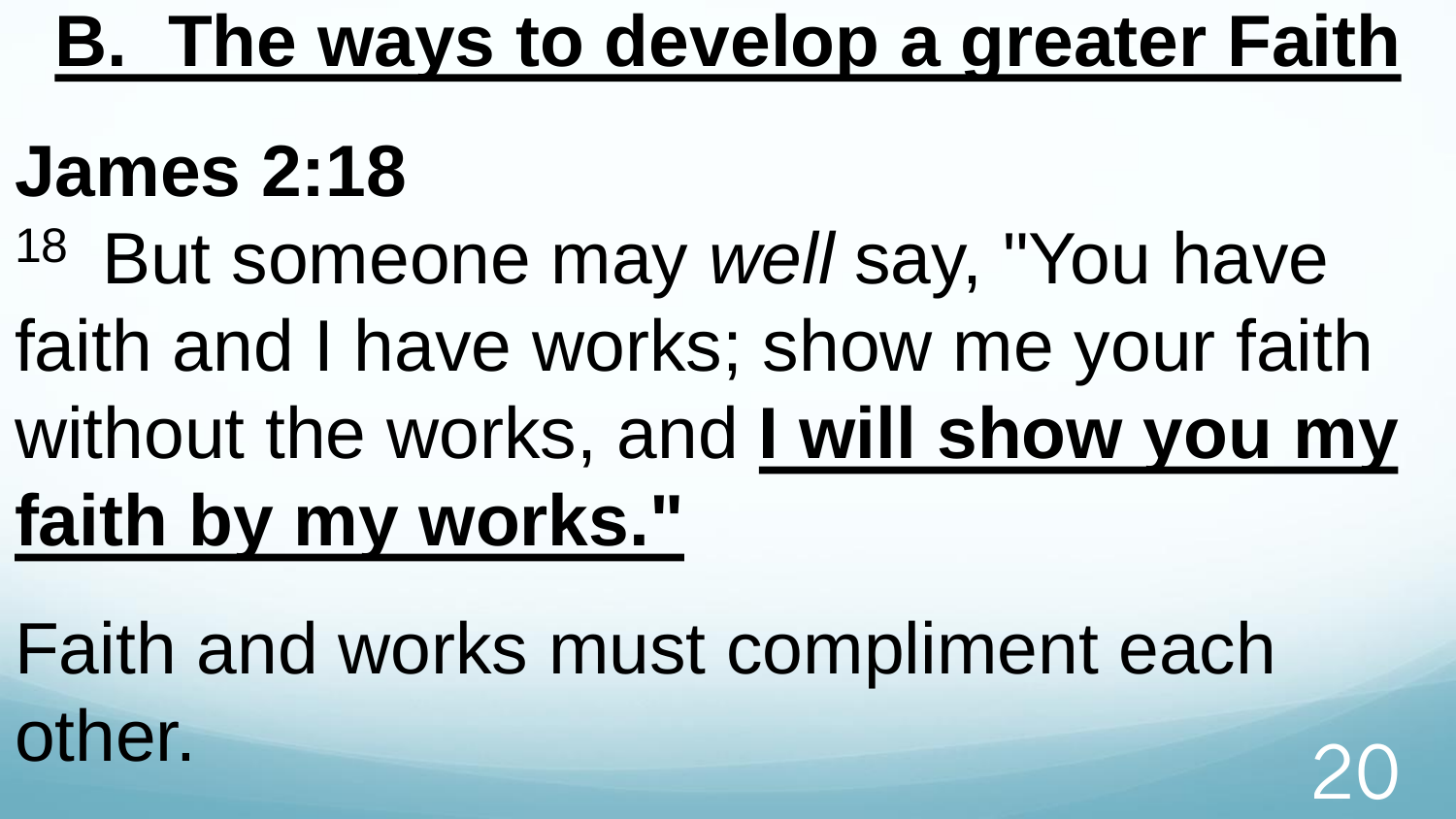# B. The ways to develop a greater Faith

## James 2:18

[18] But someone may *well* say, "You have faith and I have works; show me your faith without the works, and **I will show you my faith by my works."**

Faith and works must compliment each other.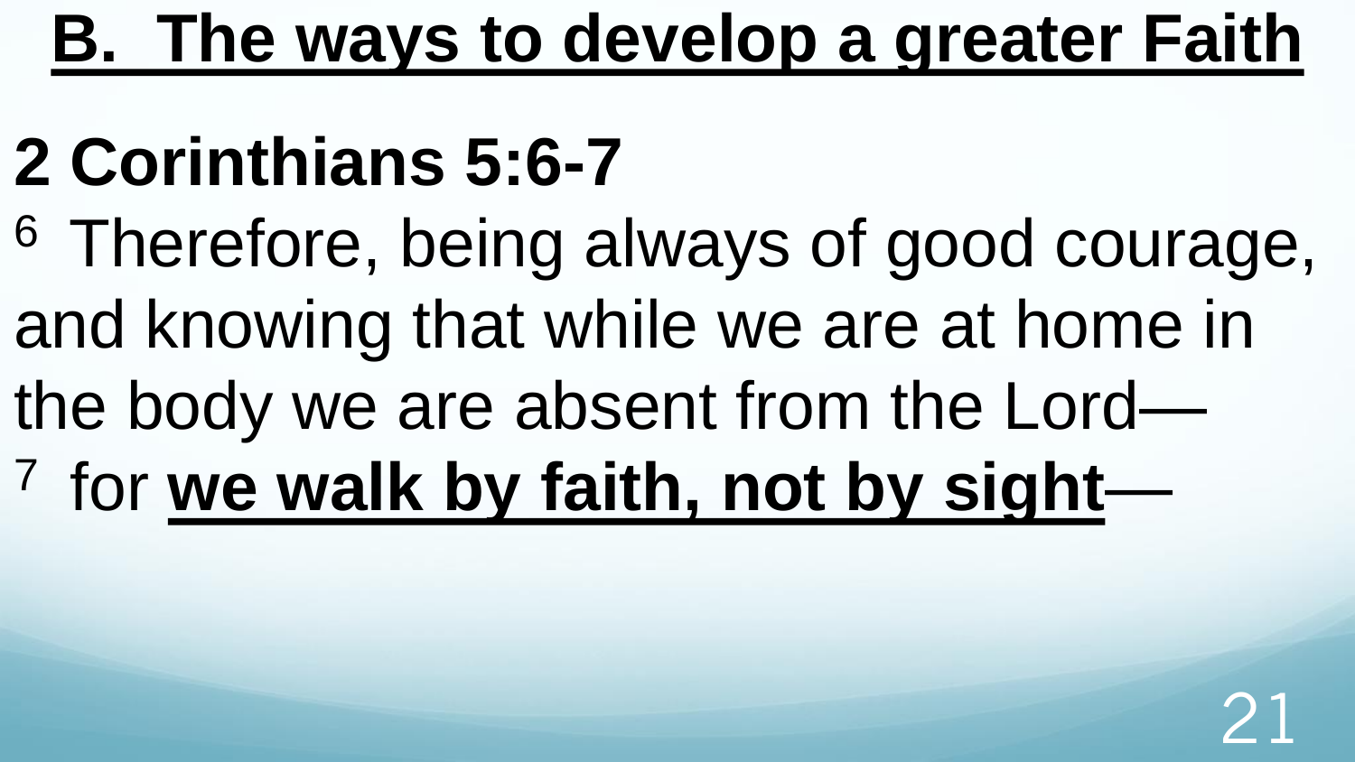# B. The ways to develop a greater Faith

## 2 Corinthians 5:6-7

6 Therefore, being always of good courage, and knowing that while we are at home in the body we are absent from the Lord—

7 for **we walk by faith, not by sight**—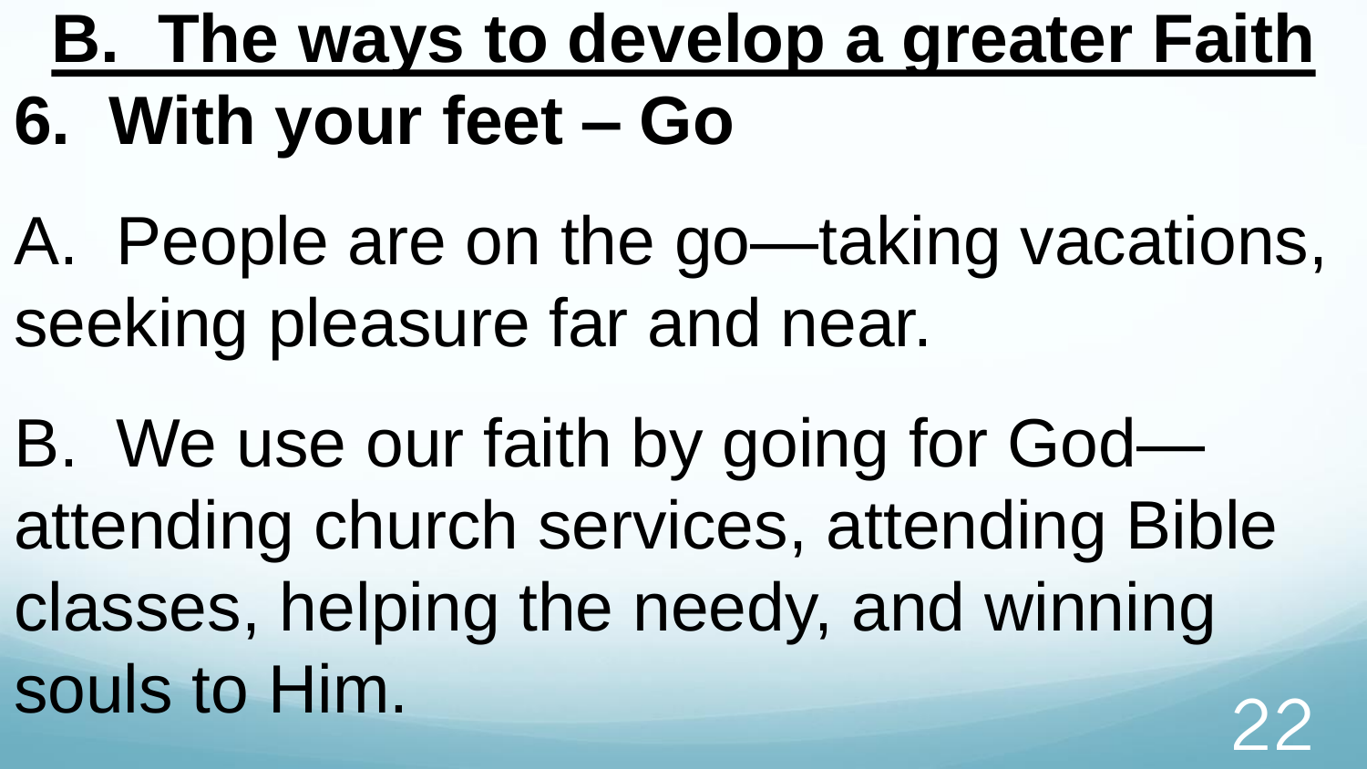## B. The ways to develop a greater Faith

### 6. With your feet – Go

A. People are on the go—taking vacations, seeking pleasure far and near.

B. We use our faith by going for God—attending church services, attending Bible classes, helping the needy, and winning souls to Him.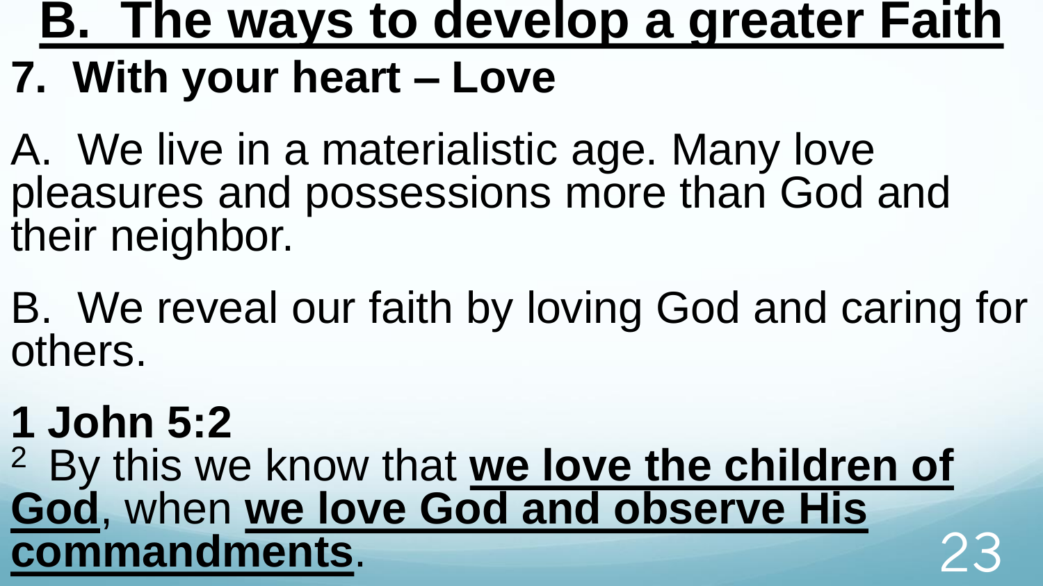# B. The ways to develop a greater Faith

## 7. With your heart – Love

A. We live in a materialistic age. Many love pleasures and possessions more than God and their neighbor.

B. We reveal our faith by loving God and caring for others.

**1 John 5:2**

[2] By this we know that **we love the children of God**, when **we love God and observe His commandments**.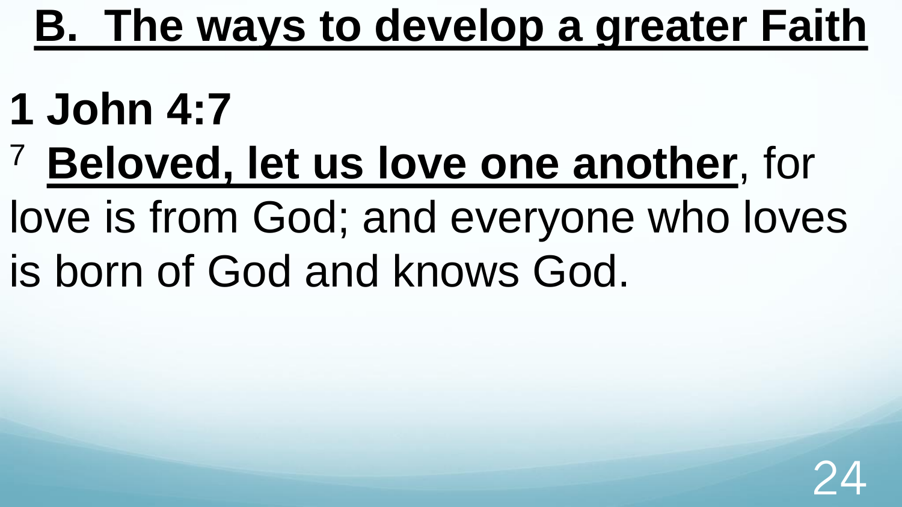## B. The ways to develop a greater Faith

**1 John 4:7**

[7] **Beloved, let us love one another**, for love is from God; and everyone who loves is born of God and knows God.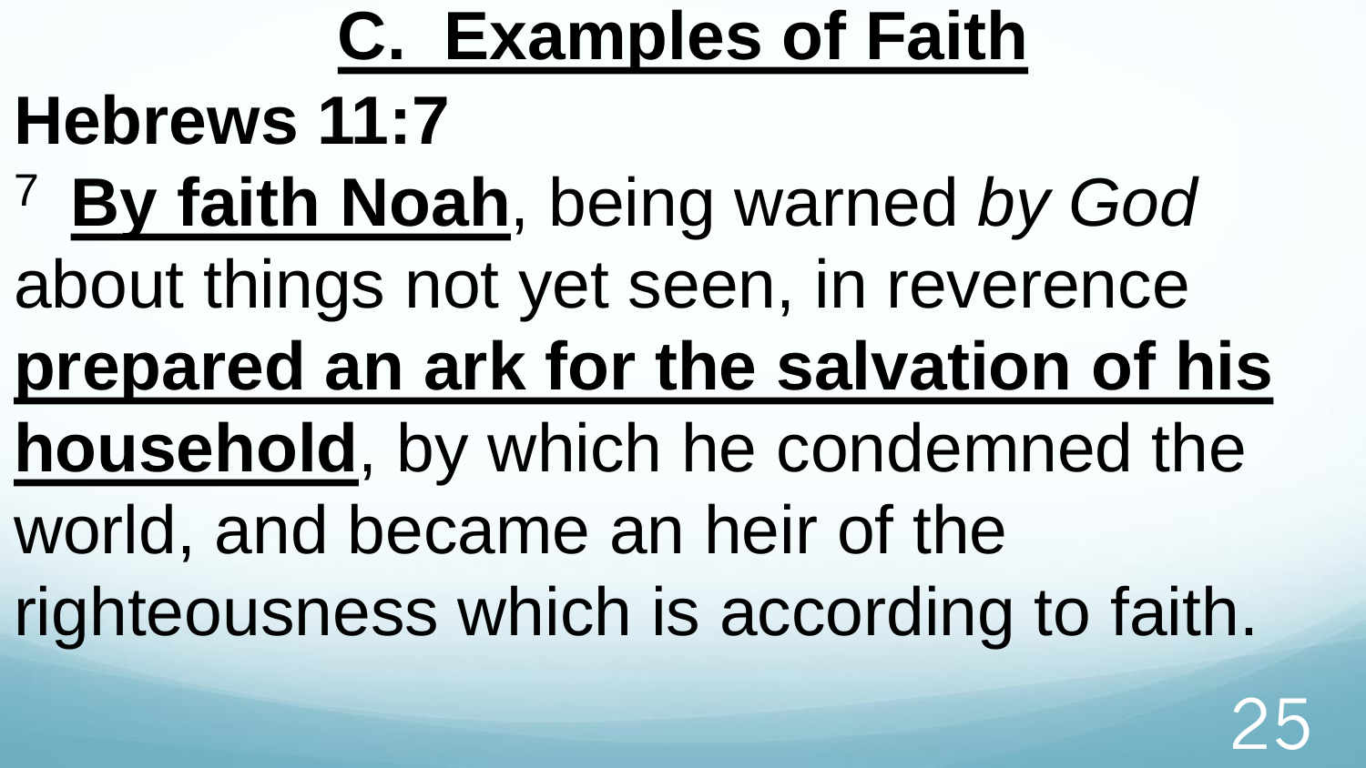# C. Examples of Faith

**Hebrews 11:7**

[7] **By faith Noah**, being warned *by God* about things not yet seen, in reverence **prepared an ark for the salvation of his household**, by which he condemned the world, and became an heir of the righteousness which is according to faith.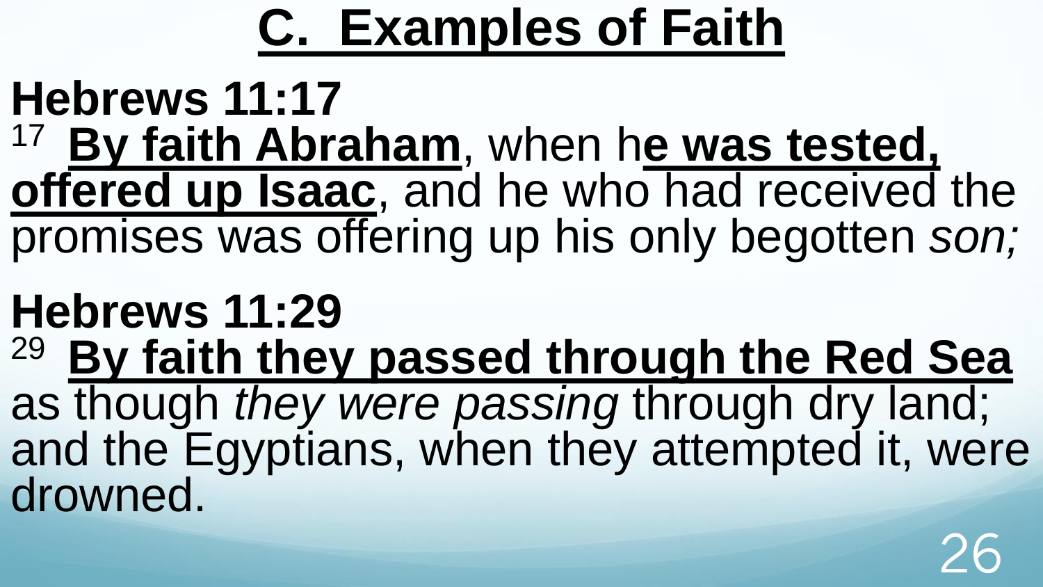# C. Examples of Faith

**Hebrews 11:17**

[17] **By faith Abraham**, when h**e was tested, offered up Isaac**, and he who had received the promises was offering up his only begotten *son;*

**Hebrews 11:29**

[29] **By faith they passed through the Red Sea** as though *they were passing* through dry land; and the Egyptians, when they attempted it, were drowned.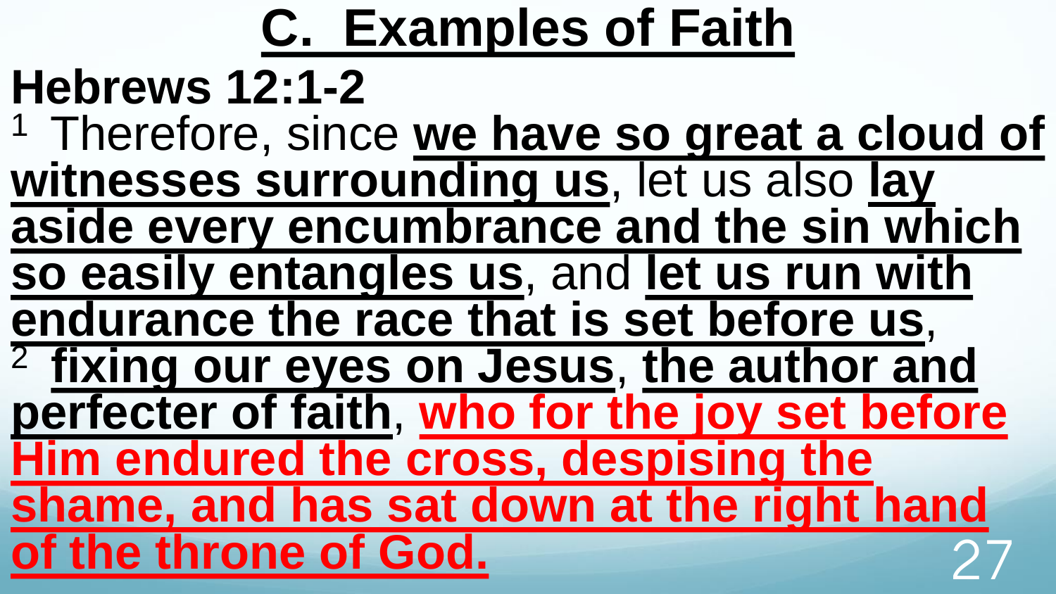# C. Examples of Faith

**Hebrews 12:1-2**

[1] Therefore, since **we have so great a cloud of witnesses surrounding us**, let us also **lay aside every encumbrance and the sin which so easily entangles us**, and **let us run with endurance the race that is set before us**, [2] **fixing our eyes on Jesus**, **the author and perfecter of faith**, **who for the joy set before Him endured the cross, despising the shame, and has sat down at the right hand of the throne of God.**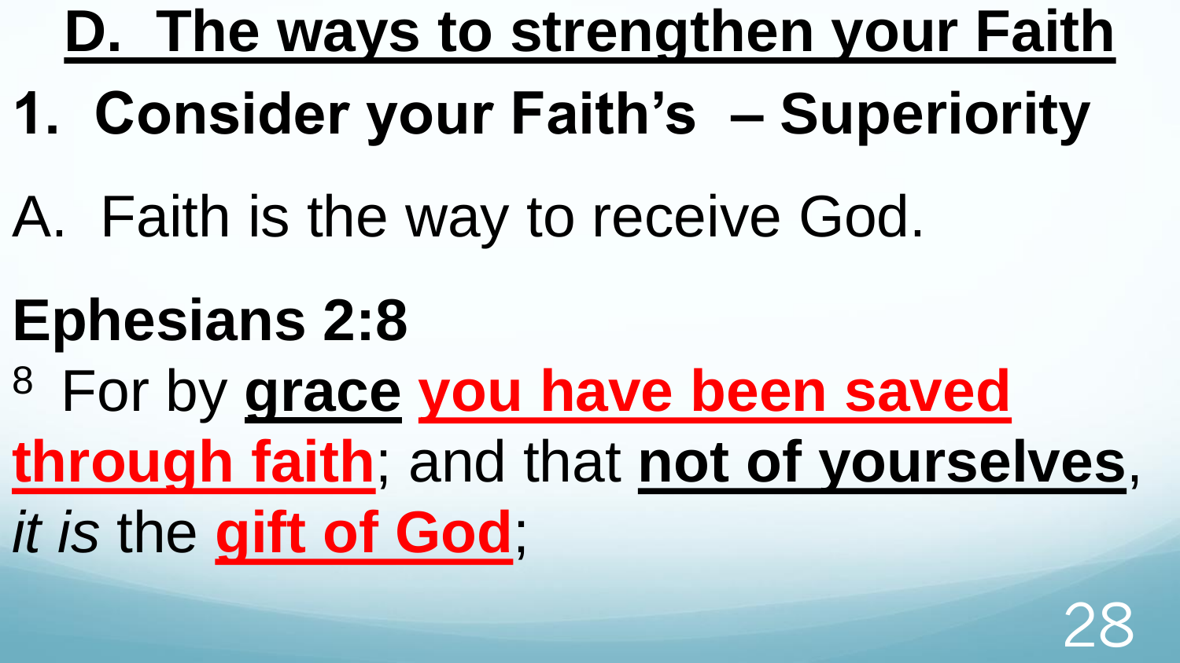## D. The ways to strengthen your Faith

### 1. Consider your Faith's – Superiority

A. Faith is the way to receive God.

**Ephesians 2:8**

8 For by **grace** **you have been saved through faith**; and that **not of yourselves**, *it is* the **gift of God**;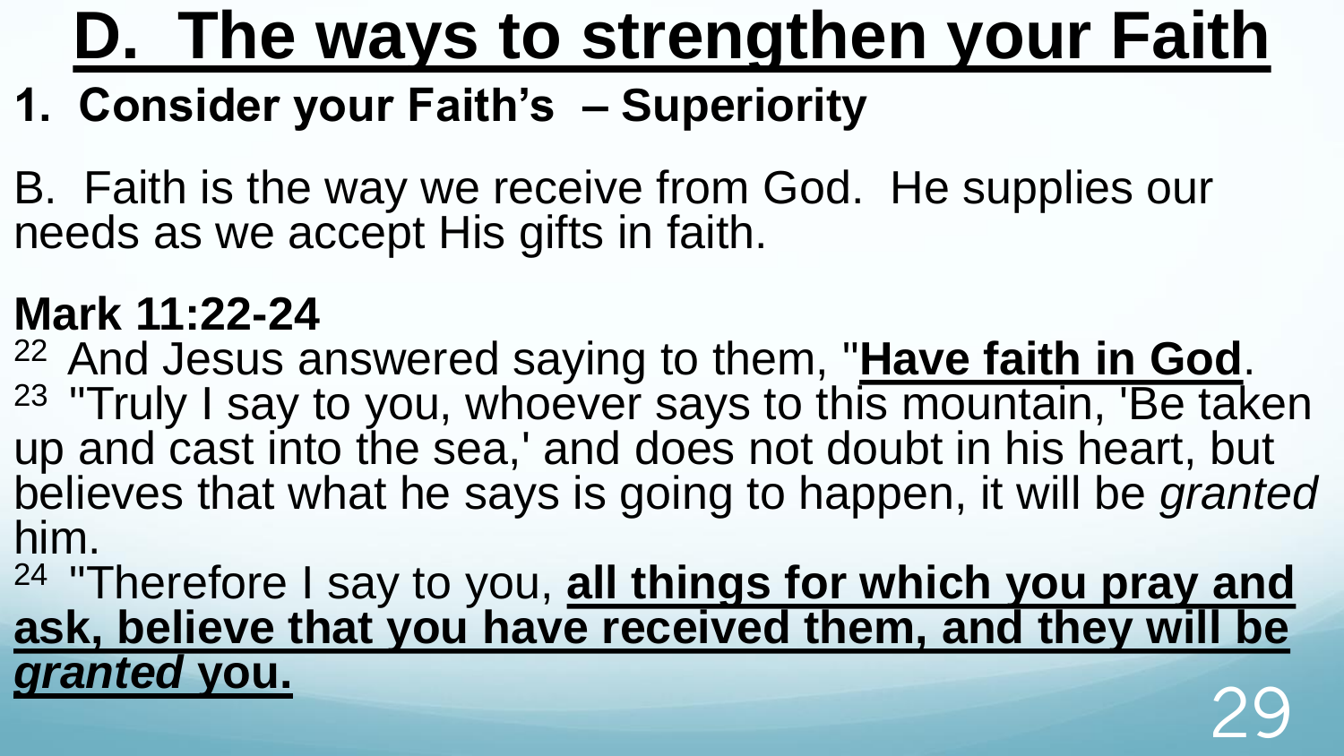# D. The ways to strengthen your Faith

**1. Consider your Faith's – Superiority**

B. Faith is the way we receive from God. He supplies our needs as we accept His gifts in faith.

**Mark 11:22-24**

22 And Jesus answered saying to them, "**Have faith in God**.

23 "Truly I say to you, whoever says to this mountain, 'Be taken up and cast into the sea,' and does not doubt in his heart, but believes that what he says is going to happen, it will be *granted* him.

24 "Therefore I say to you, **all things for which you pray and ask, believe that you have received them, and they will be *granted* you.**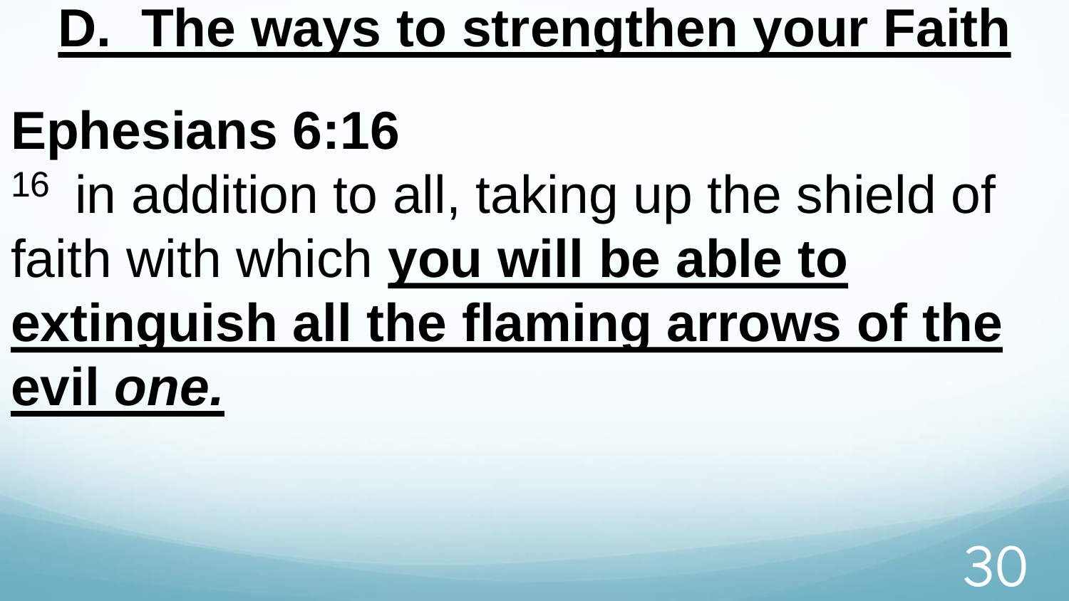# D. The ways to strengthen your Faith

## Ephesians 6:16

[16] in addition to all, taking up the shield of faith with which **you will be able to extinguish all the flaming arrows of the evil *one.***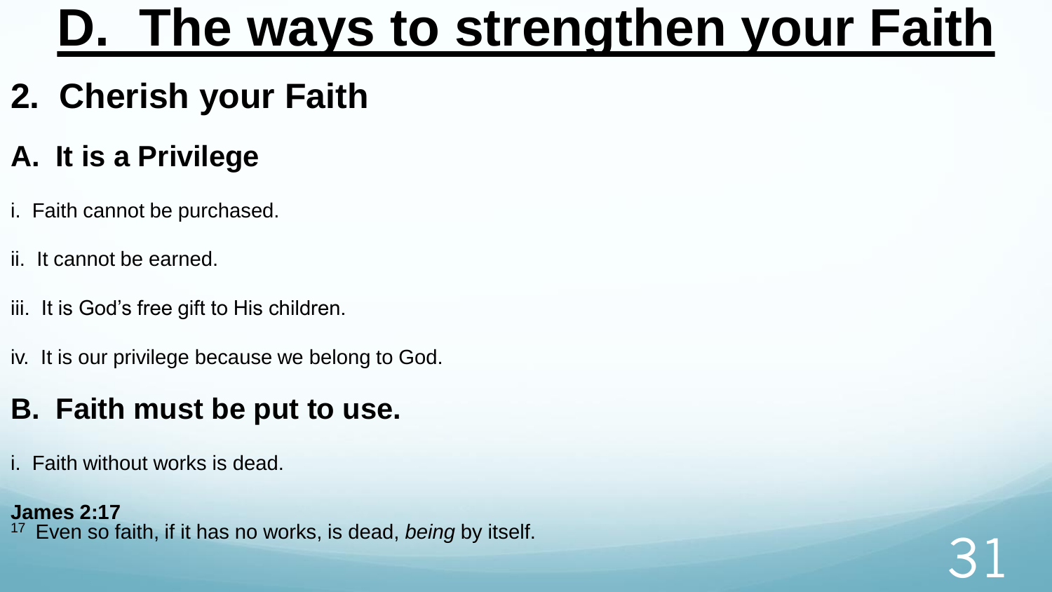# D. The ways to strengthen your Faith

## 2. Cherish your Faith

### A. It is a Privilege

i. Faith cannot be purchased.

ii. It cannot be earned.

iii. It is God's free gift to His children.

iv. It is our privilege because we belong to God.

### B. Faith must be put to use.

i. Faith without works is dead.

**James 2:17**
[17] Even so faith, if it has no works, is dead, *being* by itself.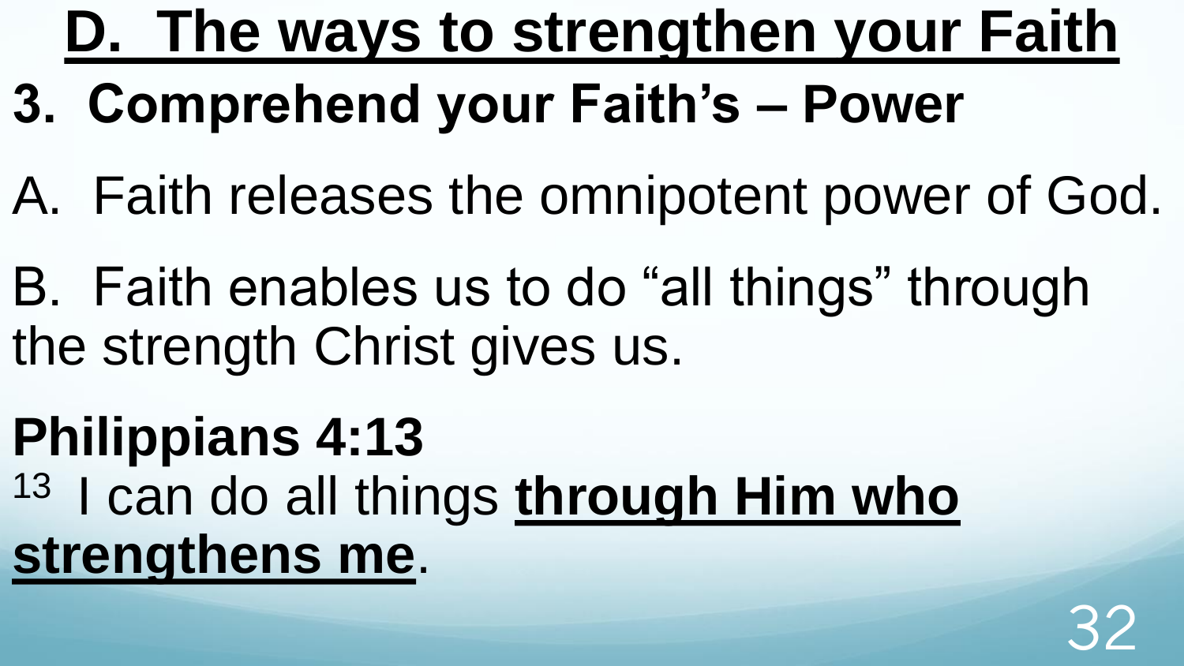# D. The ways to strengthen your Faith

## 3. Comprehend your Faith's – Power

A. Faith releases the omnipotent power of God.

B. Faith enables us to do "all things" through the strength Christ gives us.

**Philippians 4:13**

13 I can do all things **through Him who strengthens me**.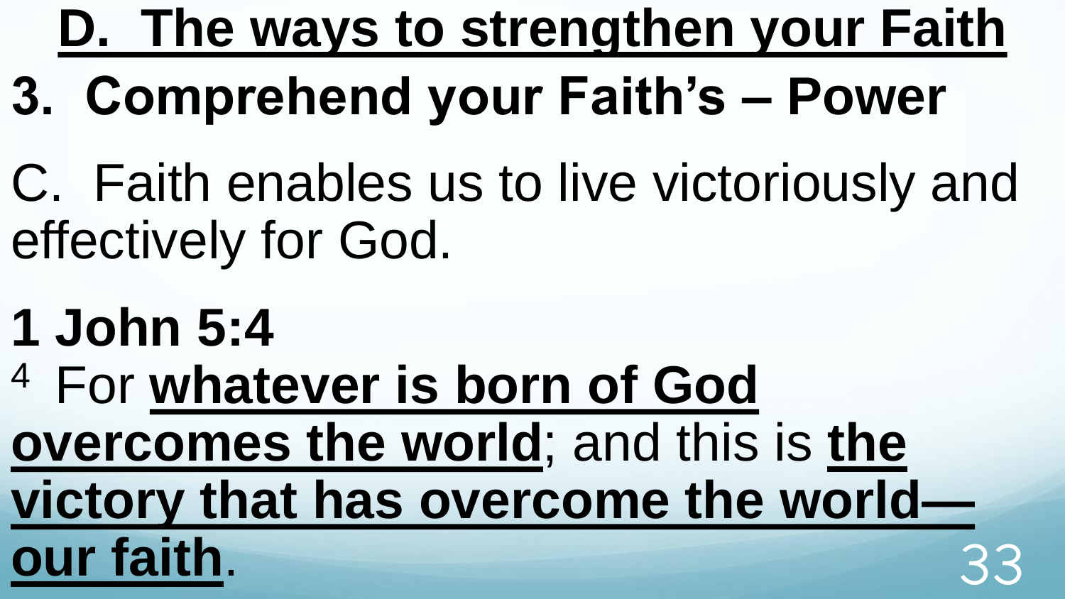# D. The ways to strengthen your Faith

## 3. Comprehend your Faith's – Power

C. Faith enables us to live victoriously and effectively for God.

**1 John 5:4**

[4] For **whatever is born of God overcomes the world**; and this is **the victory that has overcome the world—our faith**.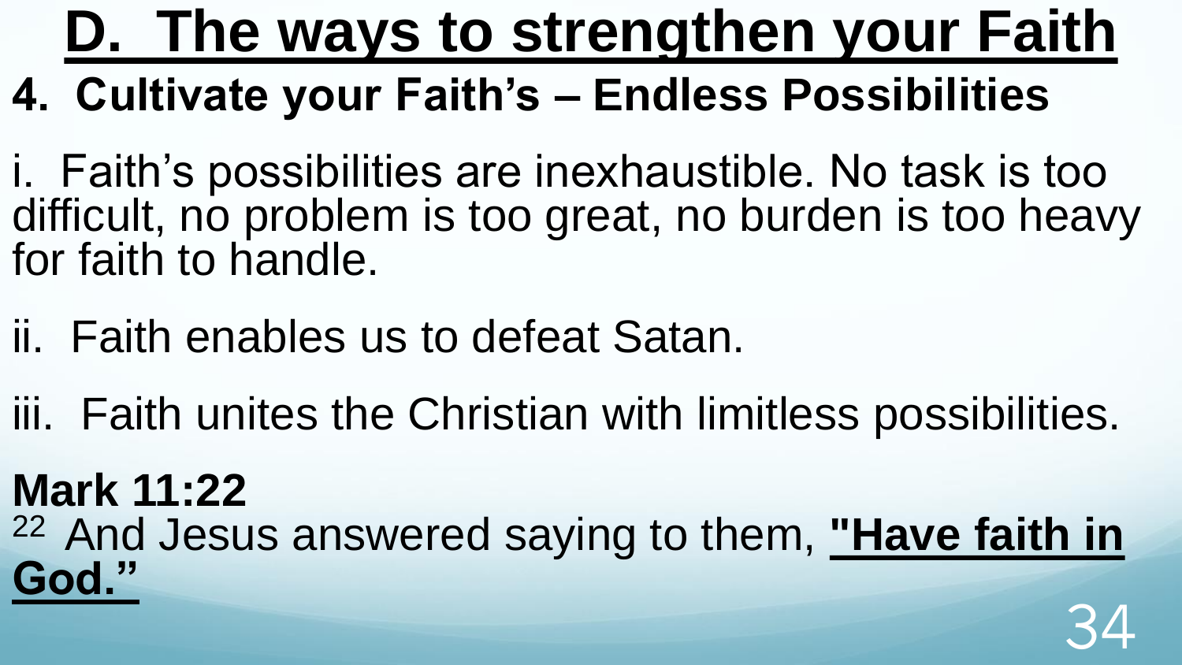# D. The ways to strengthen your Faith

## 4. Cultivate your Faith's – Endless Possibilities

i. Faith's possibilities are inexhaustible. No task is too difficult, no problem is too great, no burden is too heavy for faith to handle.

ii. Faith enables us to defeat Satan.

iii. Faith unites the Christian with limitless possibilities.

**Mark 11:22**
22 And Jesus answered saying to them, **"Have faith in God."**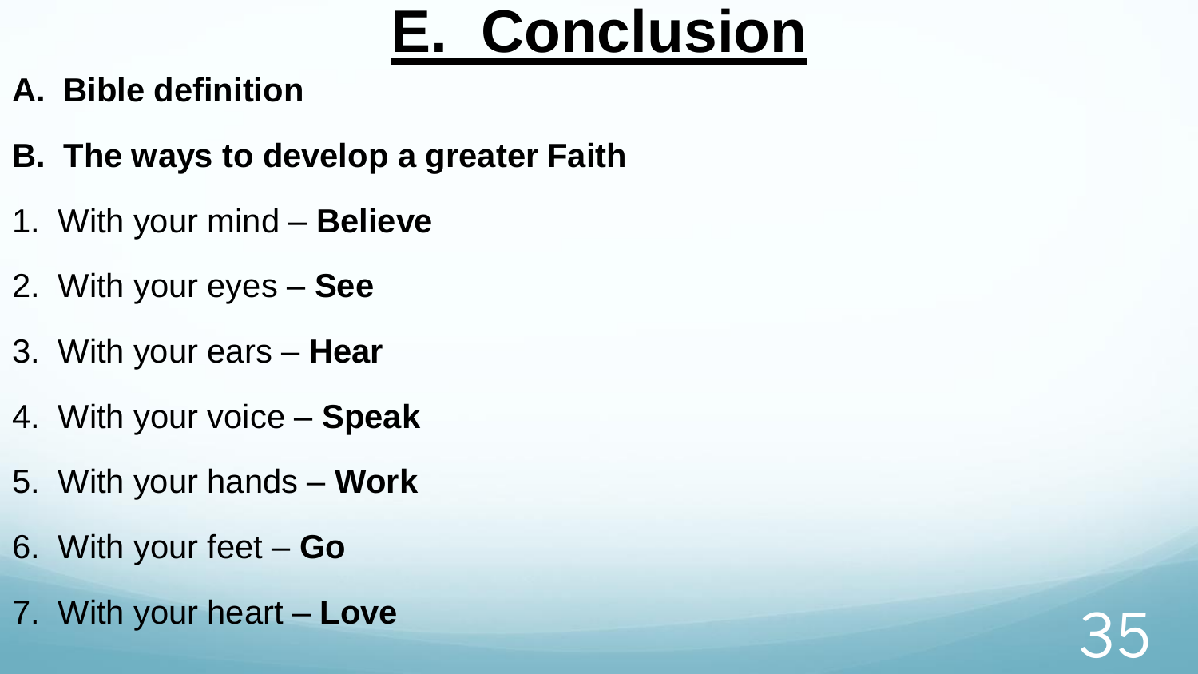# E. Conclusion

**A. Bible definition**

**B. The ways to develop a greater Faith**

1. With your mind – **Believe**
2. With your eyes – **See**
3. With your ears – **Hear**
4. With your voice – **Speak**
5. With your hands – **Work**
6. With your feet – **Go**
7. With your heart – **Love**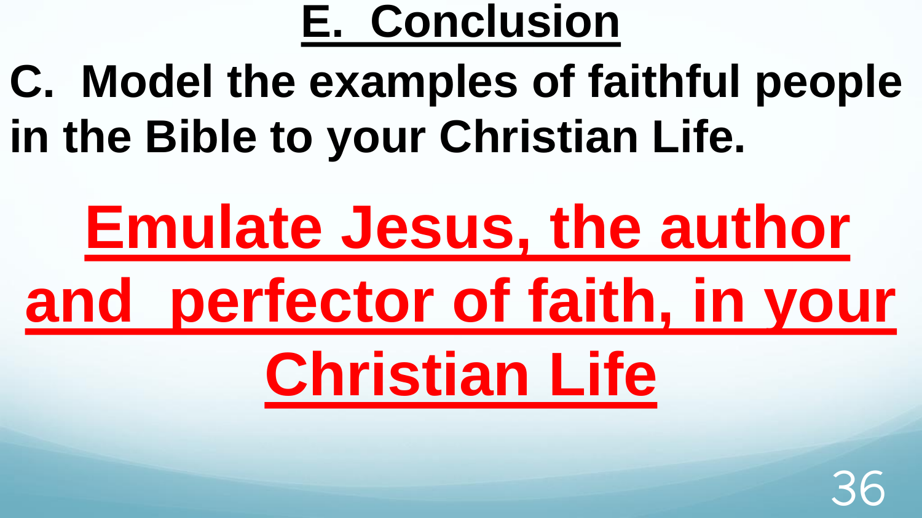# E. Conclusion

**C. Model the examples of faithful people in the Bible to your Christian Life.**

**Emulate Jesus, the author and perfector of faith, in your Christian Life**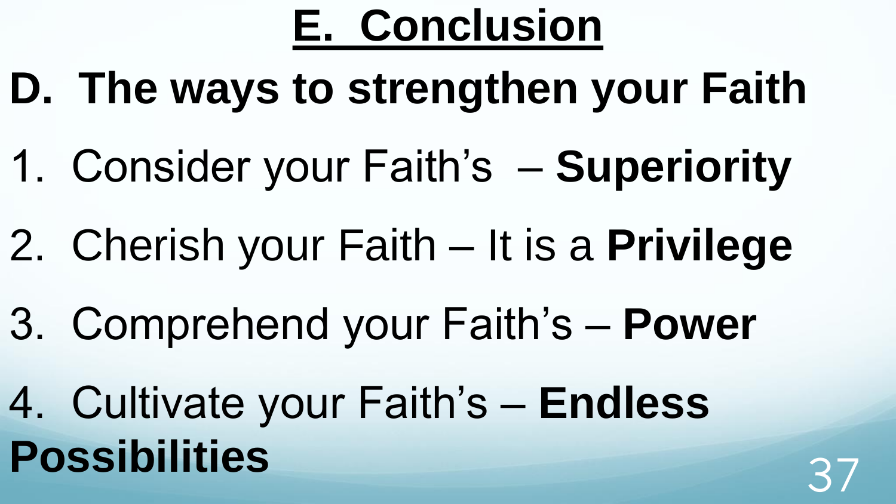# E. Conclusion

## D. The ways to strengthen your Faith

1. Consider your Faith's – **Superiority**
2. Cherish your Faith – It is a **Privilege**
3. Comprehend your Faith's – **Power**
4. Cultivate your Faith's – **Endless Possibilities**